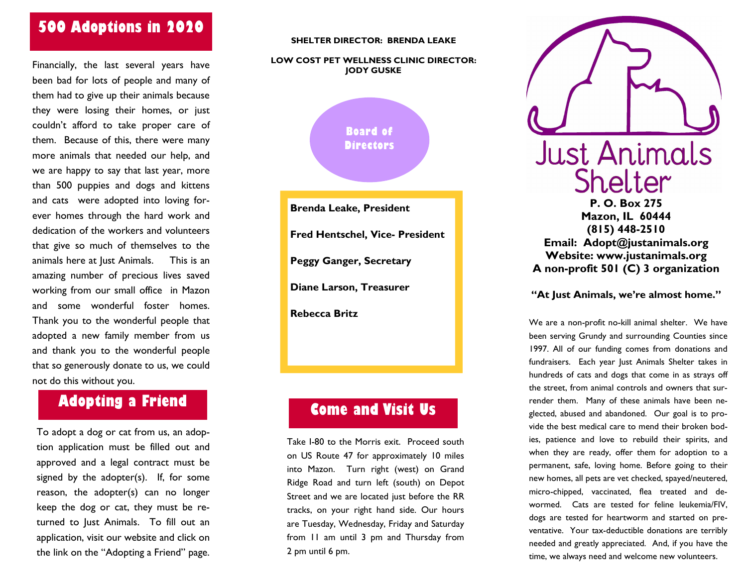## 500 Adoptions in 2020

Financially, the last several years have been bad for lots of people and many of them had to give up their animals because they were losing their homes, or just couldn't afford to take proper care of them. Because of this, there were many more animals that needed our help, and we are happy to say that last year, more than 500 puppies and dogs and kittens and cats were adopted into loving forever homes through the hard work and dedication of the workers and volunteers that give so much of themselves to the animals here at Just Animals. This is an amazing number of precious lives saved working from our small office in Mazon and some wonderful foster homes. Thank you to the wonderful people that adopted a new family member from us and thank you to the wonderful people that so generously donate to us, we could not do this without you.

## Adopting a Friend

To adopt a dog or cat from us, an adoption application must be filled out and approved and a legal contract must be signed by the adopter(s). If, for some reason, the adopter(s) can no longer keep the dog or cat, they must be returned to Just Animals. To fill out an application, visit our website and click on the link on the "Adopting a Friend" page.

**SHELTER DIRECTOR: BRENDA LEAKE**

**LOW COST PET WELLNESS CLINIC DIRECTOR: JODY GUSKE**

### Board of Directors

**Brenda Leake, President**

**Fred Hentschel, Vice- President**

**Peggy Ganger, Secretary**

**Diane Larson, Treasurer**

**Rebecca Britz**

## Come and Visit Us

Take I-80 to the Morris exit. Proceed south on US Route 47 for approximately 10 miles into Mazon. Turn right (west) on Grand Ridge Road and turn left (south) on Depot Street and we are located just before the RR tracks, on your right hand side. Our hours are Tuesday, Wednesday, Friday and Saturday from 11 am until 3 pm and Thursday from 2 pm until 6 pm.

# Just Animals Shelter

**P. O. Box 275**
**Mazon, IL 60444**
**(815) 448-2510**
**Email: Adopt@justanimals.org**
**Website: www.justanimals.org**
**A non-profit 501 (C) 3 organization**

**"At Just Animals, we're almost home."**

We are a non-profit no-kill animal shelter. We have been serving Grundy and surrounding Counties since 1997. All of our funding comes from donations and fundraisers. Each year Just Animals Shelter takes in hundreds of cats and dogs that come in as strays off the street, from animal controls and owners that surrender them. Many of these animals have been neglected, abused and abandoned. Our goal is to provide the best medical care to mend their broken bodies, patience and love to rebuild their spirits, and when they are ready, offer them for adoption to a permanent, safe, loving home. Before going to their new homes, all pets are vet checked, spayed/neutered, micro-chipped, vaccinated, flea treated and dewormed. Cats are tested for feline leukemia/FIV, dogs are tested for heartworm and started on preventative. Your tax-deductible donations are terribly needed and greatly appreciated. And, if you have the time, we always need and welcome new volunteers.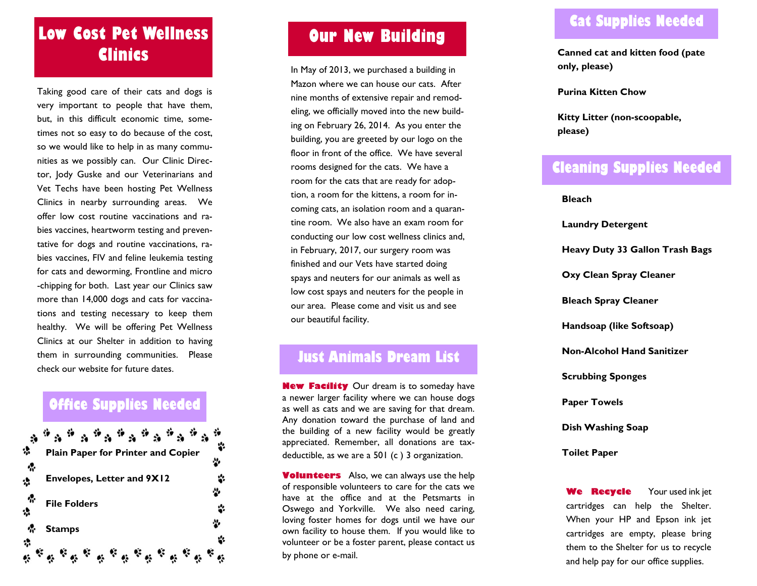## Low Cost Pet Wellness Clinics

Taking good care of their cats and dogs is very important to people that have them, but, in this difficult economic time, sometimes not so easy to do because of the cost, so we would like to help in as many communities as we possibly can. Our Clinic Director, Jody Guske and our Veterinarians and Vet Techs have been hosting Pet Wellness Clinics in nearby surrounding areas. We offer low cost routine vaccinations and rabies vaccines, heartworm testing and preventative for dogs and routine vaccinations, rabies vaccines, FIV and feline leukemia testing for cats and deworming, Frontline and micro-chipping for both. Last year our Clinics saw more than 14,000 dogs and cats for vaccinations and testing necessary to keep them healthy. We will be offering Pet Wellness Clinics at our Shelter in addition to having them in surrounding communities. Please check our website for future dates.

## Office Supplies Needed

**Plain Paper for Printer and Copier**

**Envelopes, Letter and 9X12**

**File Folders**

**Stamps**

## Our New Building

In May of 2013, we purchased a building in Mazon where we can house our cats. After nine months of extensive repair and remodeling, we officially moved into the new building on February 26, 2014. As you enter the building, you are greeted by our logo on the floor in front of the office. We have several rooms designed for the cats. We have a room for the cats that are ready for adoption, a room for the kittens, a room for incoming cats, an isolation room and a quarantine room. We also have an exam room for conducting our low cost wellness clinics and, in February, 2017, our surgery room was finished and our Vets have started doing spays and neuters for our animals as well as low cost spays and neuters for the people in our area. Please come and visit us and see our beautiful facility.

## Just Animals Dream List

**New Facility** Our dream is to someday have a newer larger facility where we can house dogs as well as cats and we are saving for that dream. Any donation toward the purchase of land and the building of a new facility would be greatly appreciated. Remember, all donations are tax-deductible, as we are a 501 (c ) 3 organization.

**Volunteers** Also, we can always use the help of responsible volunteers to care for the cats we have at the office and at the Petsmarts in Oswego and Yorkville. We also need caring, loving foster homes for dogs until we have our own facility to house them. If you would like to volunteer or be a foster parent, please contact us by phone or e-mail.

## Cat Supplies Needed

**Canned cat and kitten food (pate only, please)**

**Purina Kitten Chow**

**Kitty Litter (non-scoopable, please)**

## Cleaning Supplies Needed

**Bleach**

**Laundry Detergent**

**Heavy Duty 33 Gallon Trash Bags**

**Oxy Clean Spray Cleaner**

**Bleach Spray Cleaner**

**Handsoap (like Softsoap)**

**Non-Alcohol Hand Sanitizer**

**Scrubbing Sponges**

**Paper Towels**

**Dish Washing Soap**

**Toilet Paper**

**We Recycle** Your used ink jet cartridges can help the Shelter. When your HP and Epson ink jet cartridges are empty, please bring them to the Shelter for us to recycle and help pay for our office supplies.